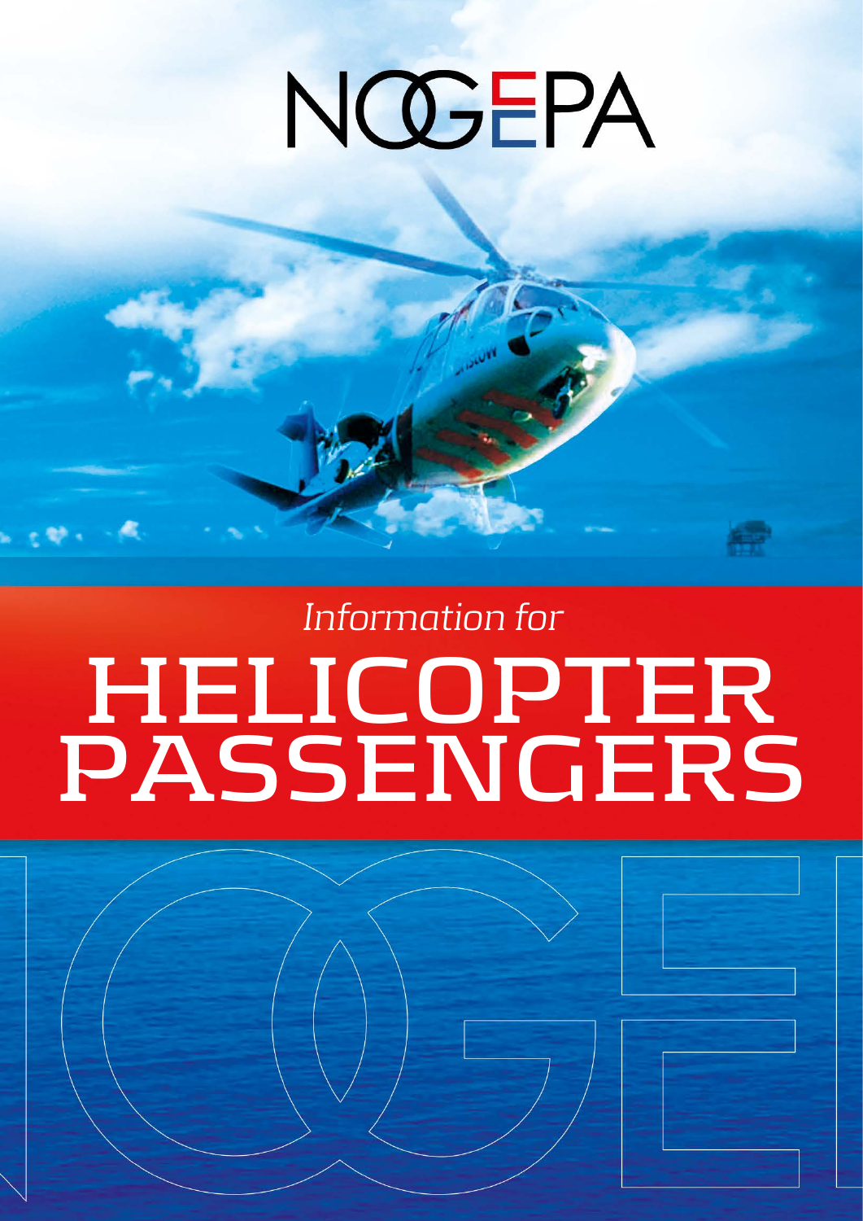NOGEPA

*Information for*

# HELICOPTER PASSENGERS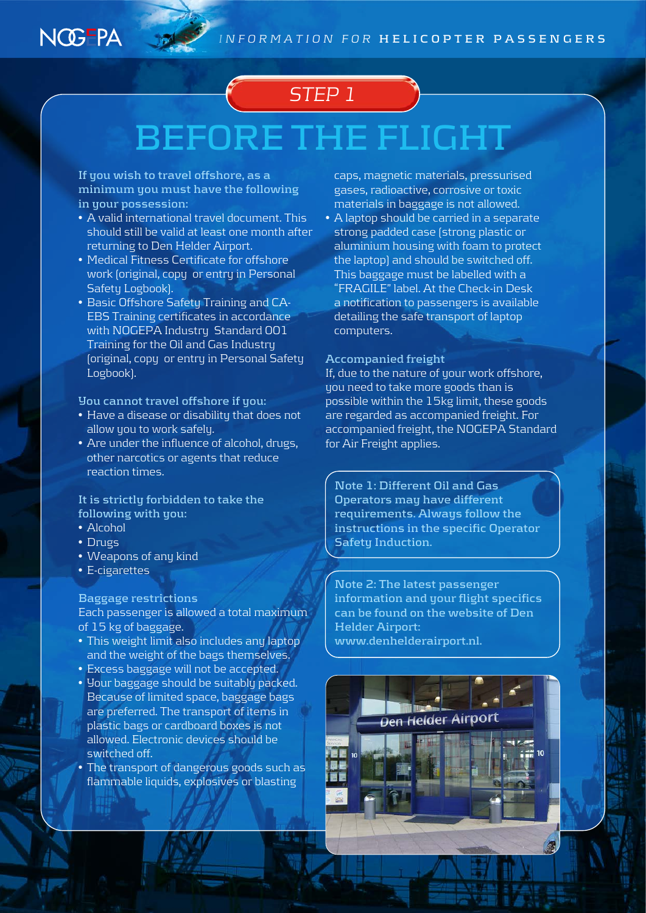## STEP 1

# BEFORE THE FLIGHT

**If you wish to travel offshore, as a minimum you must have the following in your possession:**

- A valid international travel document. This should still be valid at least one month after returning to Den Helder Airport.
- Medical Fitness Certificate for offshore work (original, copy or entry in Personal Safety Logbook).
- Basic Offshore Safety Training and CA-EBS Training certificates in accordance with NOGEPA Industry Standard 001 Training for the Oil and Gas Industry (original, copy or entry in Personal Safety Logbook).

**You cannot travel offshore if you:**

- Have a disease or disability that does not allow you to work safely.
- Are under the influence of alcohol, drugs, other narcotics or agents that reduce reaction times.

**It is strictly forbidden to take the following with you:**

- Alcohol
- Drugs
- Weapons of any kind
- E-cigarettes

**Baggage restrictions**

Each passenger is allowed a total maximum of 15 kg of baggage.

- This weight limit also includes any laptop and the weight of the bags themselves.
- Excess baggage will not be accepted.
- Your baggage should be suitably packed. Because of limited space, baggage bags are preferred. The transport of items in plastic bags or cardboard boxes is not allowed. Electronic devices should be switched off.
- The transport of dangerous goods such as flammable liquids, explosives or blasting caps, magnetic materials, pressurised gases, radioactive, corrosive or toxic materials in baggage is not allowed.
- A laptop should be carried in a separate strong padded case (strong plastic or aluminium housing with foam to protect the laptop) and should be switched off. This baggage must be labelled with a "FRAGILE" label. At the Check-in Desk a notification to passengers is available detailing the safe transport of laptop computers.

**Accompanied freight**

If, due to the nature of your work offshore, you need to take more goods than is possible within the 15kg limit, these goods are regarded as accompanied freight. For accompanied freight, the NOGEPA Standard for Air Freight applies.

**Note 1: Different Oil and Gas Operators may have different requirements. Always follow the instructions in the specific Operator Safety Induction.**

**Note 2: The latest passenger information and your flight specifics can be found on the website of Den Helder Airport: www.denhelderairport.nl.**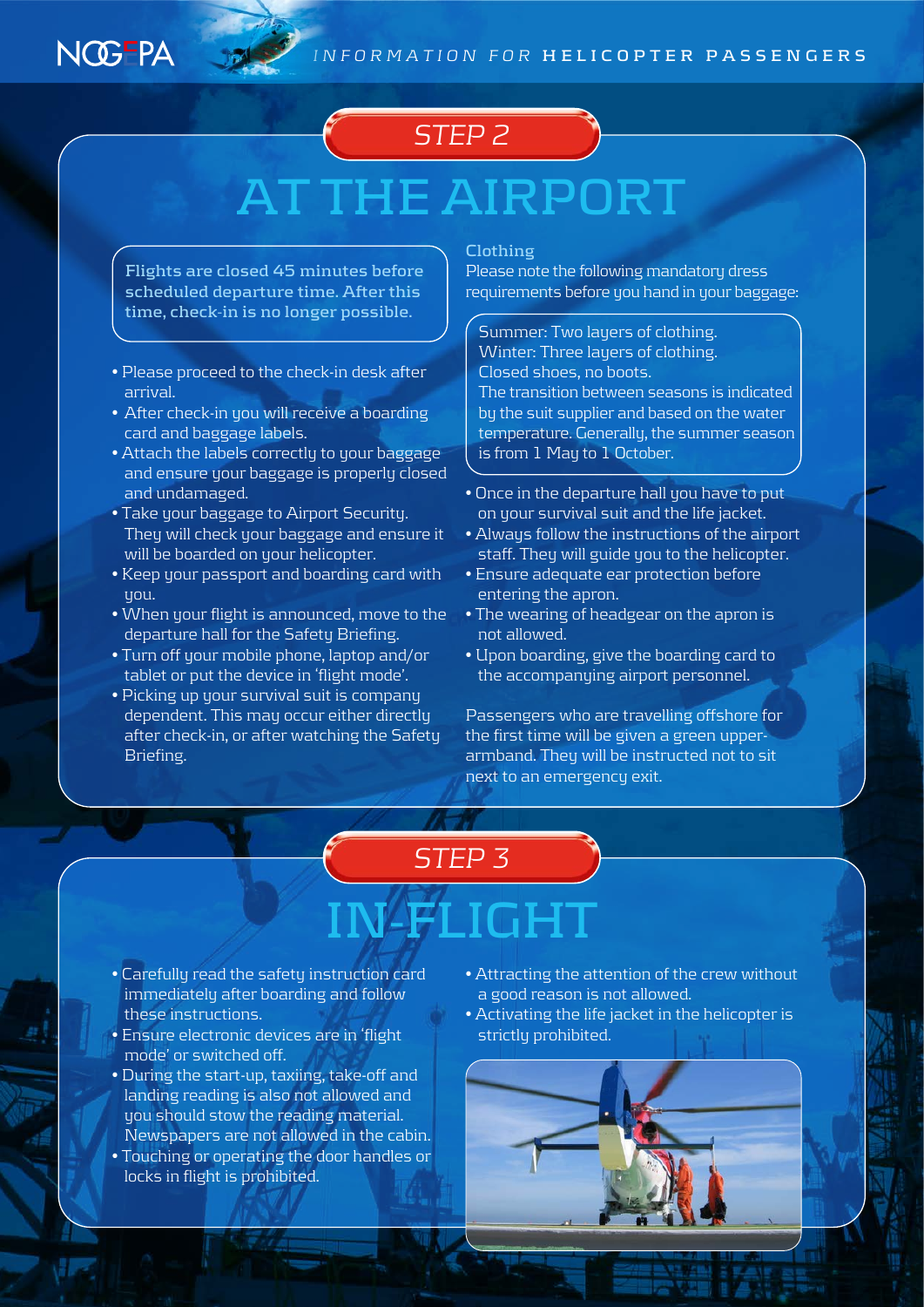## STEP 2

# AT THE AIRPORT

**Flights are closed 45 minutes before scheduled departure time. After this time, check-in is no longer possible.**

- Please proceed to the check-in desk after arrival.
- After check-in you will receive a boarding card and baggage labels.
- Attach the labels correctly to your baggage and ensure your baggage is properly closed and undamaged.
- Take your baggage to Airport Security. They will check your baggage and ensure it will be boarded on your helicopter.
- Keep your passport and boarding card with you.
- When your flight is announced, move to the departure hall for the Safety Briefing.
- Turn off your mobile phone, laptop and/or tablet or put the device in 'flight mode'.
- Picking up your survival suit is company dependent. This may occur either directly after check-in, or after watching the Safety Briefing.

### Clothing

Please note the following mandatory dress requirements before you hand in your baggage:

Summer: Two layers of clothing.
Winter: Three layers of clothing.
Closed shoes, no boots.
The transition between seasons is indicated by the suit supplier and based on the water temperature. Generally, the summer season is from 1 May to 1 October.

- Once in the departure hall you have to put on your survival suit and the life jacket.
- Always follow the instructions of the airport staff. They will guide you to the helicopter.
- Ensure adequate ear protection before entering the apron.
- The wearing of headgear on the apron is not allowed.
- Upon boarding, give the boarding card to the accompanying airport personnel.

Passengers who are travelling offshore for the first time will be given a green upper-armband. They will be instructed not to sit next to an emergency exit.

## STEP 3

# IN-FLIGHT

- Carefully read the safety instruction card immediately after boarding and follow these instructions.
- Ensure electronic devices are in 'flight mode' or switched off.
- During the start-up, taxiing, take-off and landing reading is also not allowed and you should stow the reading material. Newspapers are not allowed in the cabin.
- Touching or operating the door handles or locks in flight is prohibited.
- Attracting the attention of the crew without a good reason is not allowed.
- Activating the life jacket in the helicopter is strictly prohibited.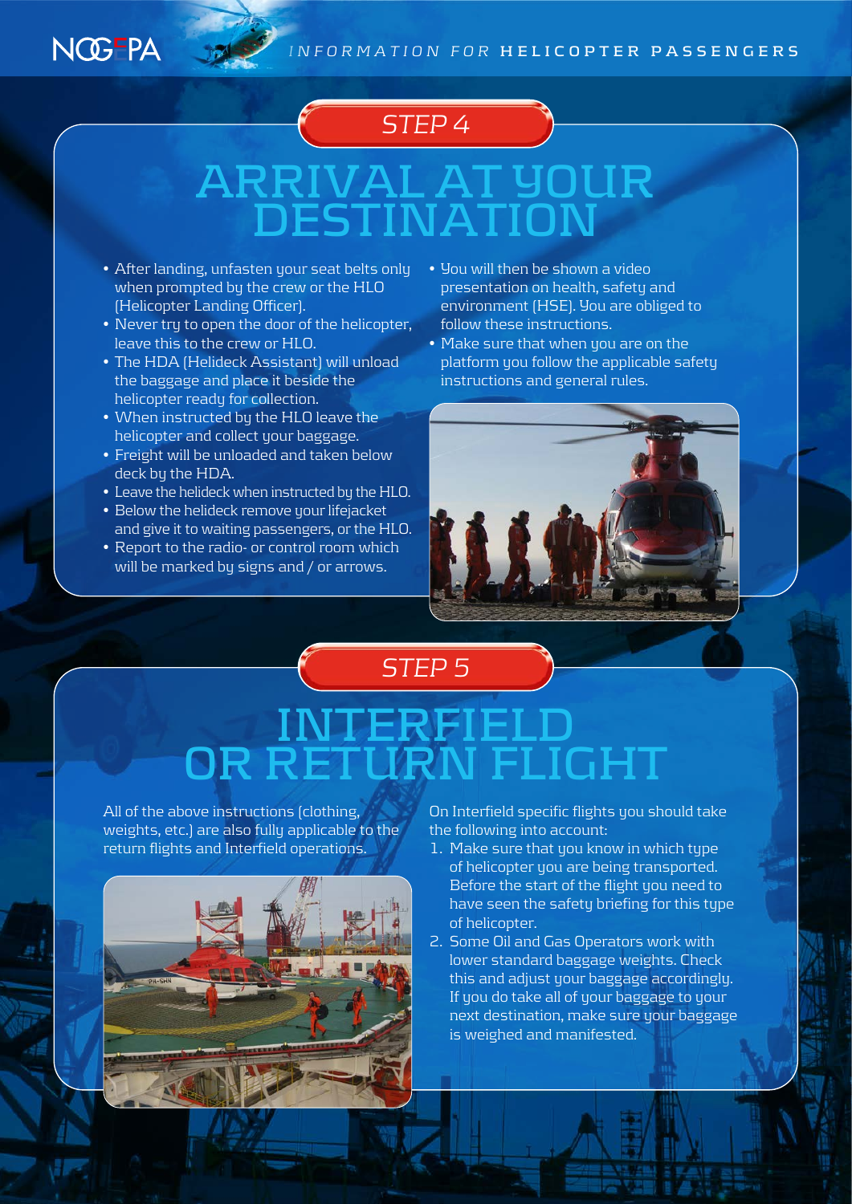## STEP 4

# ARRIVAL AT YOUR DESTINATION

- After landing, unfasten your seat belts only when prompted by the crew or the HLO (Helicopter Landing Officer).
- Never try to open the door of the helicopter, leave this to the crew or HLO.
- The HDA (Helideck Assistant) will unload the baggage and place it beside the helicopter ready for collection.
- When instructed by the HLO leave the helicopter and collect your baggage.
- Freight will be unloaded and taken below deck by the HDA.
- Leave the helideck when instructed by the HLO.
- Below the helideck remove your lifejacket and give it to waiting passengers, or the HLO.
- Report to the radio- or control room which will be marked by signs and / or arrows.
- You will then be shown a video presentation on health, safety and environment (HSE). You are obliged to follow these instructions.
- Make sure that when you are on the platform you follow the applicable safety instructions and general rules.

## STEP 5

# INTERFIELD OR RETURN FLIGHT

All of the above instructions (clothing, weights, etc.) are also fully applicable to the return flights and Interfield operations.

On Interfield specific flights you should take the following into account:

1. Make sure that you know in which type of helicopter you are being transported. Before the start of the flight you need to have seen the safety briefing for this type of helicopter.
2. Some Oil and Gas Operators work with lower standard baggage weights. Check this and adjust your baggage accordingly. If you do take all of your baggage to your next destination, make sure your baggage is weighed and manifested.